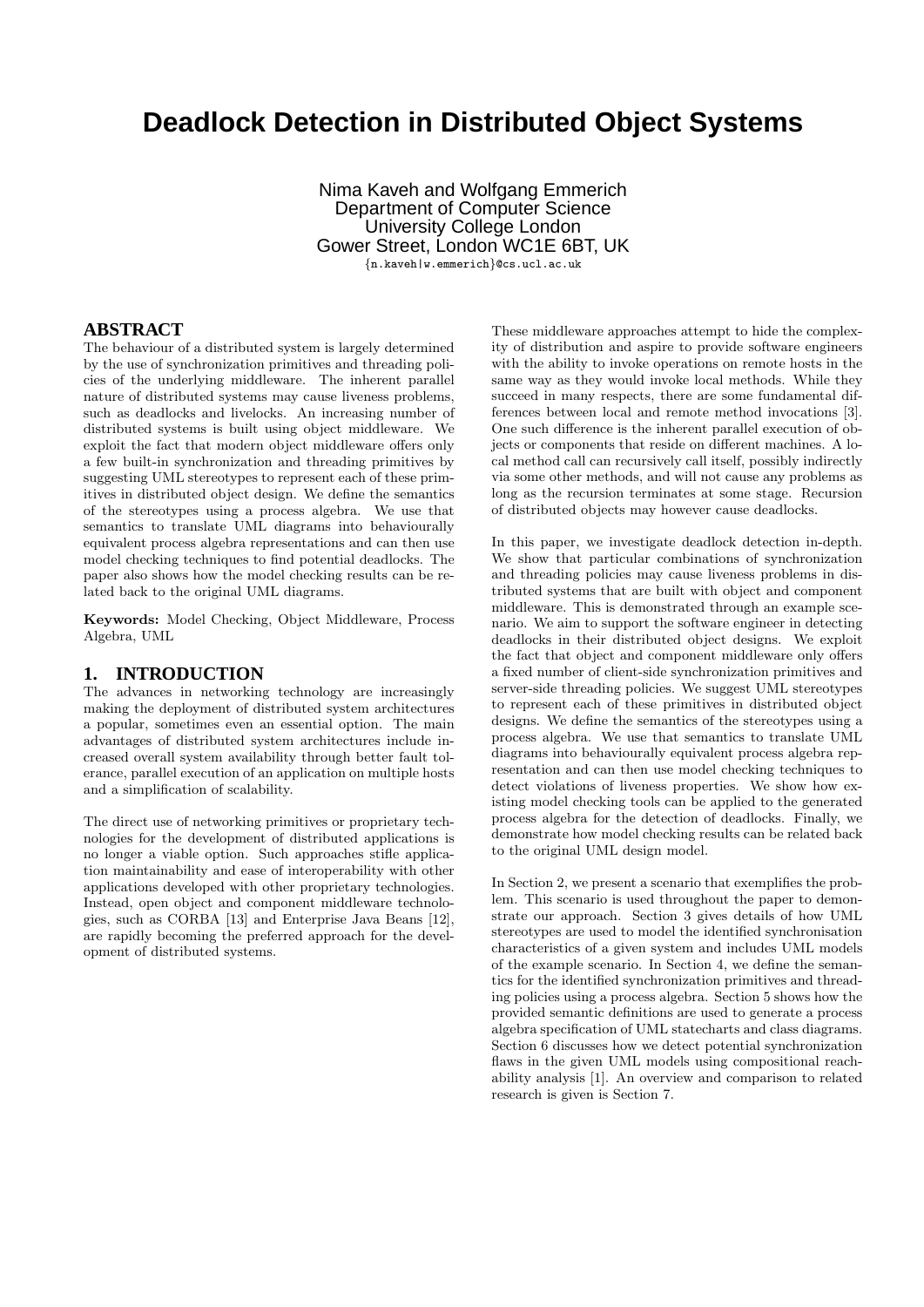# Deadlock Detection in Distributed Object Systems

Nima Kaveh and Wolfgang Emmerich
Department of Computer Science
University College London
Gower Street, London WC1E 6BT, UK
{n.kaveh|w.emmerich}@cs.ucl.ac.uk

## ABSTRACT

The behaviour of a distributed system is largely determined by the use of synchronization primitives and threading policies of the underlying middleware. The inherent parallel nature of distributed systems may cause liveness problems, such as deadlocks and livelocks. An increasing number of distributed systems is built using object middleware. We exploit the fact that modern object middleware offers only a few built-in synchronization and threading primitives by suggesting UML stereotypes to represent each of these primitives in distributed object design. We define the semantics of the stereotypes using a process algebra. We use that semantics to translate UML diagrams into behaviourally equivalent process algebra representations and can then use model checking techniques to find potential deadlocks. The paper also shows how the model checking results can be related back to the original UML diagrams.

**Keywords:** Model Checking, Object Middleware, Process Algebra, UML

## 1. INTRODUCTION

The advances in networking technology are increasingly making the deployment of distributed system architectures a popular, sometimes even an essential option. The main advantages of distributed system architectures include increased overall system availability through better fault tolerance, parallel execution of an application on multiple hosts and a simplification of scalability.

The direct use of networking primitives or proprietary technologies for the development of distributed applications is no longer a viable option. Such approaches stifle application maintainability and ease of interoperability with other applications developed with other proprietary technologies. Instead, open object and component middleware technologies, such as CORBA [13] and Enterprise Java Beans [12], are rapidly becoming the preferred approach for the development of distributed systems.

These middleware approaches attempt to hide the complexity of distribution and aspire to provide software engineers with the ability to invoke operations on remote hosts in the same way as they would invoke local methods. While they succeed in many respects, there are some fundamental differences between local and remote method invocations [3]. One such difference is the inherent parallel execution of objects or components that reside on different machines. A local method call can recursively call itself, possibly indirectly via some other methods, and will not cause any problems as long as the recursion terminates at some stage. Recursion of distributed objects may however cause deadlocks.

In this paper, we investigate deadlock detection in-depth. We show that particular combinations of synchronization and threading policies may cause liveness problems in distributed systems that are built with object and component middleware. This is demonstrated through an example scenario. We aim to support the software engineer in detecting deadlocks in their distributed object designs. We exploit the fact that object and component middleware only offers a fixed number of client-side synchronization primitives and server-side threading policies. We suggest UML stereotypes to represent each of these primitives in distributed object designs. We define the semantics of the stereotypes using a process algebra. We use that semantics to translate UML diagrams into behaviourally equivalent process algebra representation and can then use model checking techniques to detect violations of liveness properties. We show how existing model checking tools can be applied to the generated process algebra for the detection of deadlocks. Finally, we demonstrate how model checking results can be related back to the original UML design model.

In Section 2, we present a scenario that exemplifies the problem. This scenario is used throughout the paper to demonstrate our approach. Section 3 gives details of how UML stereotypes are used to model the identified synchronisation characteristics of a given system and includes UML models of the example scenario. In Section 4, we define the semantics for the identified synchronization primitives and threading policies using a process algebra. Section 5 shows how the provided semantic definitions are used to generate a process algebra specification of UML statecharts and class diagrams. Section 6 discusses how we detect potential synchronization flaws in the given UML models using compositional reachability analysis [1]. An overview and comparison to related research is given is Section 7.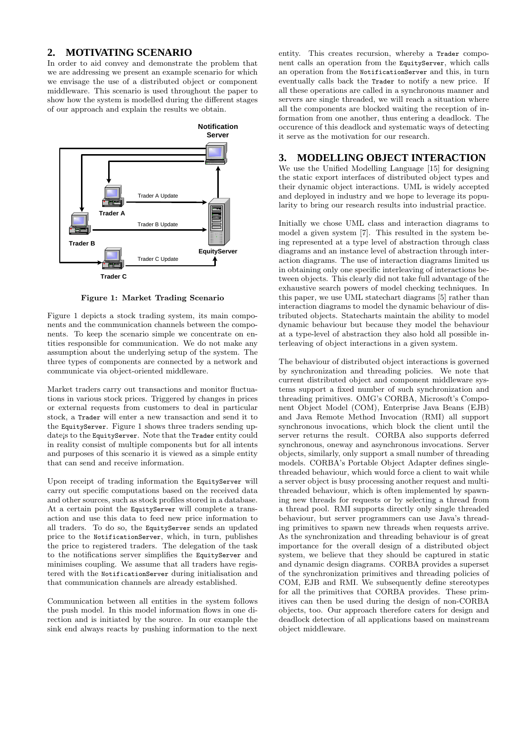## 2. MOTIVATING SCENARIO

In order to aid convey and demonstrate the problem that we are addressing we present an example scenario for which we envisage the use of a distributed object or component middleware. This scenario is used throughout the paper to show how the system is modelled during the different stages of our approach and explain the results we obtain.

Figure 1: Market Trading Scenario

Figure 1 depicts a stock trading system, its main components and the communication channels between the components. To keep the scenario simple we concentrate on entities responsible for communication. We do not make any assumption about the underlying setup of the system. The three types of components are connected by a network and communicate via object-oriented middleware.

Market traders carry out transactions and monitor fluctuations in various stock prices. Triggered by changes in prices or external requests from customers to deal in particular stock, a Trader will enter a new transaction and send it to the EquityServer. Figure 1 shows three traders sending update¡s to the EquityServer. Note that the Trader entity could in reality consist of multiple components but for all intents and purposes of this scenario it is viewed as a simple entity that can send and receive information.

Upon receipt of trading information the EquityServer will carry out specific computations based on the received data and other sources, such as stock profiles stored in a database. At a certain point the EquityServer will complete a transaction and use this data to feed new price information to all traders. To do so, the EquityServer sends an updated price to the NotificationServer, which, in turn, publishes the price to registered traders. The delegation of the task to the notifications server simplifies the EquityServer and minimises coupling. We assume that all traders have registered with the NotificationServer during initialisation and that communication channels are already established.

Communication between all entities in the system follows the push model. In this model information flows in one direction and is initiated by the source. In our example the sink end always reacts by pushing information to the next entity. This creates recursion, whereby a Trader component calls an operation from the EquityServer, which calls an operation from the NotificationServer and this, in turn eventually calls back the Trader to notify a new price. If all these operations are called in a synchronous manner and servers are single threaded, we will reach a situation where all the components are blocked waiting the reception of information from one another, thus entering a deadlock. The occurence of this deadlock and systematic ways of detecting it serve as the motivation for our research.

## 3. MODELLING OBJECT INTERACTION

We use the Unified Modelling Language [15] for designing the static export interfaces of distributed object types and their dynamic object interactions. UML is widely accepted and deployed in industry and we hope to leverage its popularity to bring our research results into industrial practice.

Initially we chose UML class and interaction diagrams to model a given system [7]. This resulted in the system being represented at a type level of abstraction through class diagrams and an instance level of abstraction through interaction diagrams. The use of interaction diagrams limited us in obtaining only one specific interleaving of interactions between objects. This clearly did not take full advantage of the exhaustive search powers of model checking techniques. In this paper, we use UML statechart diagrams [5] rather than interaction diagrams to model the dynamic behaviour of distributed objects. Statecharts maintain the ability to model dynamic behaviour but because they model the behaviour at a type-level of abstraction they also hold all possible interleaving of object interactions in a given system.

The behaviour of distributed object interactions is governed by synchronization and threading policies. We note that current distributed object and component middleware systems support a fixed number of such synchronization and threading primitives. OMG's CORBA, Microsoft's Component Object Model (COM), Enterprise Java Beans (EJB) and Java Remote Method Invocation (RMI) all support synchronous invocations, which block the client until the server returns the result. CORBA also supports deferred synchronous, oneway and asynchronous invocations. Server objects, similarly, only support a small number of threading models. CORBA's Portable Object Adapter defines single-threaded behaviour, which would force a client to wait while a server object is busy processing another request and multi-threaded behaviour, which is often implemented by spawning new threads for requests or by selecting a thread from a thread pool. RMI supports directly only single threaded behaviour, but server programmers can use Java's threading primitives to spawn new threads when requests arrive. As the synchronization and threading behaviour is of great importance for the overall design of a distributed object system, we believe that they should be captured in static and dynamic design diagrams. CORBA provides a superset of the synchronization primitives and threading policies of COM, EJB and RMI. We subsequently define stereotypes for all the primitives that CORBA provides. These primitives can then be used during the design of non-CORBA objects, too. Our approach therefore caters for design and deadlock detection of all applications based on mainstream object middleware.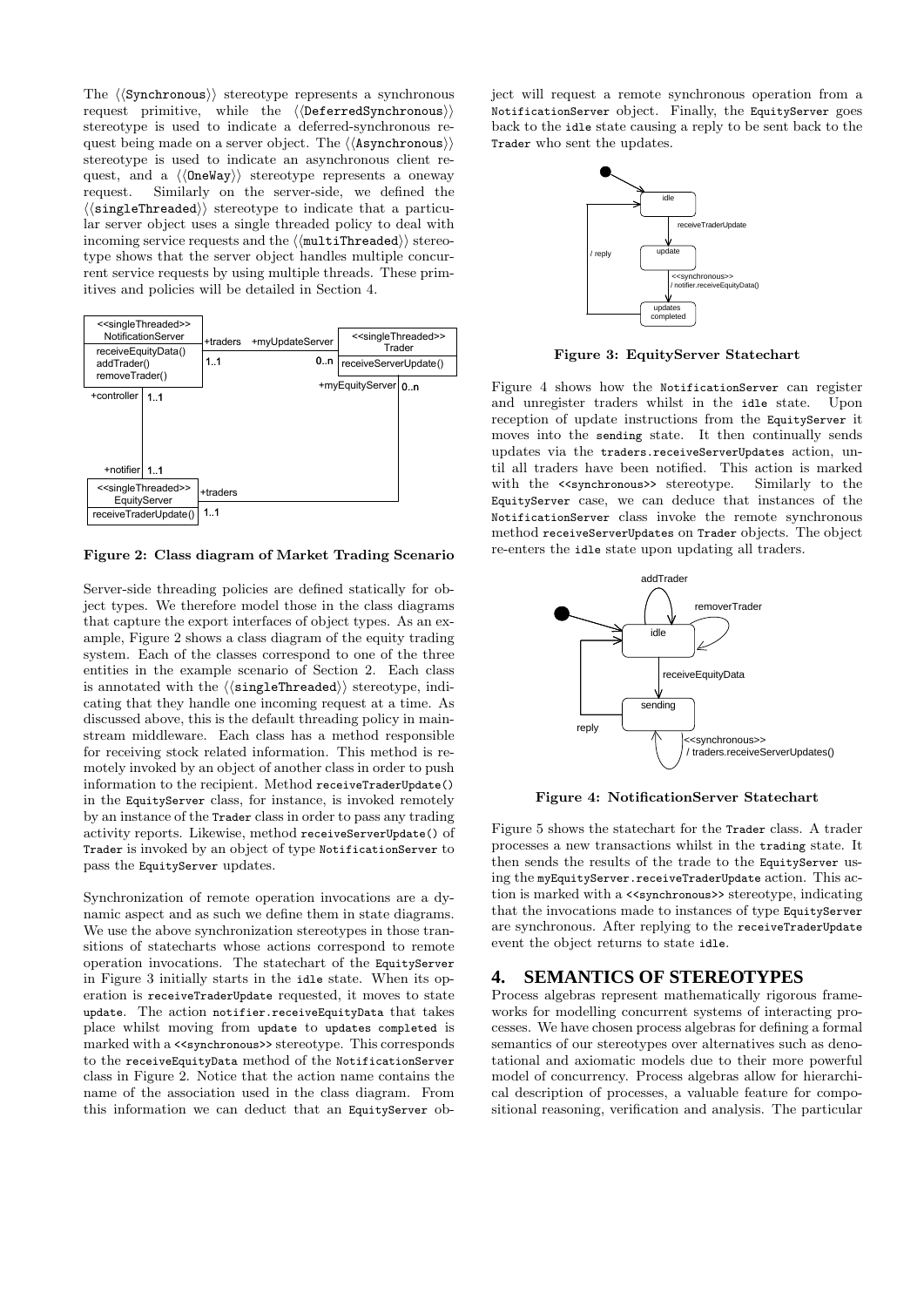The ⟨⟨Synchronous⟩⟩ stereotype represents a synchronous request primitive, while the ⟨⟨DeferredSynchronous⟩⟩ stereotype is used to indicate a deferred-synchronous request being made on a server object. The ⟨⟨Asynchronous⟩⟩ stereotype is used to indicate an asynchronous client request, and a ⟨⟨OneWay⟩⟩ stereotype represents a oneway request. Similarly on the server-side, we defined the ⟨⟨singleThreaded⟩⟩ stereotype to indicate that a particular server object uses a single threaded policy to deal with incoming service requests and the ⟨⟨multiThreaded⟩⟩ stereotype shows that the server object handles multiple concurrent service requests by using multiple threads. These primitives and policies will be detailed in Section 4.

<<singleThreaded>>
NotificationServer
receiveEquityData()
addTrader()
removeTrader()
+traders
+myUpdateServer
1..1
0..n
<<singleThreaded>>
Trader
receiveServerUpdate()
+myEquityServer
0..n
+controller
1..1
+notifier
1..1
<<singleThreaded>>
EquityServer
receiveTraderUpdate()
+traders
1..1

**Figure 2: Class diagram of Market Trading Scenario**

Server-side threading policies are defined statically for object types. We therefore model those in the class diagrams that capture the export interfaces of object types. As an example, Figure 2 shows a class diagram of the equity trading system. Each of the classes correspond to one of the three entities in the example scenario of Section 2. Each class is annotated with the ⟨⟨singleThreaded⟩⟩ stereotype, indicating that they handle one incoming request at a time. As discussed above, this is the default threading policy in mainstream middleware. Each class has a method responsible for receiving stock related information. This method is remotely invoked by an object of another class in order to push information to the recipient. Method `receiveTraderUpdate()` in the `EquityServer` class, for instance, is invoked remotely by an instance of the `Trader` class in order to pass any trading activity reports. Likewise, method `receiveServerUpdate()` of `Trader` is invoked by an object of type `NotificationServer` to pass the `EquityServer` updates.

Synchronization of remote operation invocations are a dynamic aspect and as such we define them in state diagrams. We use the above synchronization stereotypes in those transitions of statecharts whose actions correspond to remote operation invocations. The statechart of the `EquityServer` in Figure 3 initially starts in the `idle` state. When its operation is `receiveTraderUpdate` requested, it moves to state `update`. The action `notifier.receiveEquityData` that takes place whilst moving from `update` to `updates completed` is marked with a `<<synchronous>>` stereotype. This corresponds to the `receiveEquityData` method of the `NotificationServer` class in Figure 2. Notice that the action name contains the name of the association used in the class diagram. From this information we can deduct that an `EquityServer` object will request a remote synchronous operation from a `NotificationServer` object. Finally, the `EquityServer` goes back to the `idle` state causing a reply to be sent back to the `Trader` who sent the updates.

idle
receiveTraderUpdate
/ reply
update
<<synchronous>>
/ notifier.receiveEquityData()
updates
completed

**Figure 3: EquityServer Statechart**

Figure 4 shows how the `NotificationServer` can register and unregister traders whilst in the `idle` state. Upon reception of update instructions from the `EquityServer` it moves into the `sending` state. It then continually sends updates via the `traders.receiveServerUpdates` action, until all traders have been notified. This action is marked with the `<<synchronous>>` stereotype. Similarly to the `EquityServer` case, we can deduce that instances of the `NotificationServer` class invoke the remote synchronous method `receiveServerUpdates` on `Trader` objects. The object re-enters the `idle` state upon updating all traders.

addTrader
removerTrader
idle
receiveEquityData
sending
reply
<<synchronous>>
/ traders.receiveServerUpdates()

**Figure 4: NotificationServer Statechart**

Figure 5 shows the statechart for the `Trader` class. A trader processes a new transactions whilst in the `trading` state. It then sends the results of the trade to the `EquityServer` using the `myEquityServer.receiveTraderUpdate` action. This action is marked with a `<<synchronous>>` stereotype, indicating that the invocations made to instances of type `EquityServer` are synchronous. After replying to the `receiveTraderUpdate` event the object returns to state `idle`.

# 4. SEMANTICS OF STEREOTYPES

Process algebras represent mathematically rigorous frameworks for modelling concurrent systems of interacting processes. We have chosen process algebras for defining a formal semantics of our stereotypes over alternatives such as denotational and axiomatic models due to their more powerful model of concurrency. Process algebras allow for hierarchical description of processes, a valuable feature for compositional reasoning, verification and analysis. The particular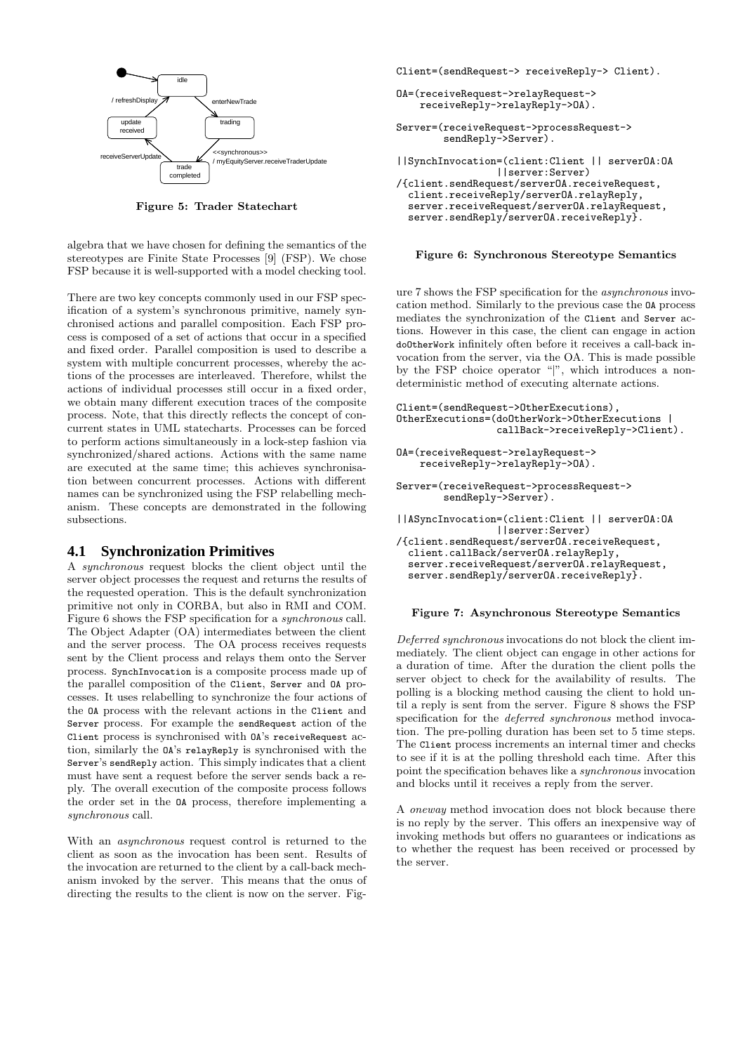idle

/ refreshDisplay

enterNewTrade

update received

trading

receiveServerUpdate

<<synchronous>>
/ myEquityServer.receiveTraderUpdate

trade completed

**Figure 5: Trader Statechart**

algebra that we have chosen for defining the semantics of the stereotypes are Finite State Processes [9] (FSP). We chose FSP because it is well-supported with a model checking tool.

There are two key concepts commonly used in our FSP specification of a system's synchronous primitive, namely synchronised actions and parallel composition. Each FSP process is composed of a set of actions that occur in a specified and fixed order. Parallel composition is used to describe a system with multiple concurrent processes, whereby the actions of the processes are interleaved. Therefore, whilst the actions of individual processes still occur in a fixed order, we obtain many different execution traces of the composite process. Note, that this directly reflects the concept of concurrent states in UML statecharts. Processes can be forced to perform actions simultaneously in a lock-step fashion via synchronized/shared actions. Actions with the same name are executed at the same time; this achieves synchronisation between concurrent processes. Actions with different names can be synchronized using the FSP relabelling mechanism. These concepts are demonstrated in the following subsections.

## 4.1 Synchronization Primitives

A *synchronous* request blocks the client object until the server object processes the request and returns the results of the requested operation. This is the default synchronization primitive not only in CORBA, but also in RMI and COM. Figure 6 shows the FSP specification for a *synchronous* call. The Object Adapter (OA) intermediates between the client and the server process. The OA process receives requests sent by the Client process and relays them onto the Server process. `SynchInvocation` is a composite process made up of the parallel composition of the `Client`, `Server` and `OA` processes. It uses relabelling to synchronize the four actions of the `OA` process with the relevant actions in the `Client` and `Server` process. For example the `sendRequest` action of the `Client` process is synchronised with `OA`'s `receiveRequest` action, similarly the `OA`'s `relayReply` is synchronised with the `Server`'s `sendReply` action. This simply indicates that a client must have sent a request before the server sends back a reply. The overall execution of the composite process follows the order set in the `OA` process, therefore implementing a *synchronous* call.

With an *asynchronous* request control is returned to the client as soon as the invocation has been sent. Results of the invocation are returned to the client by a call-back mechanism invoked by the server. This means that the onus of directing the results to the client is now on the server. Figure 7 shows the FSP specification for the *asynchronous* invocation method. Similarly to the previous case the `OA` process mediates the synchronization of the `Client` and `Server` actions. However in this case, the client can engage in action `doOtherWork` infinitely often before it receives a call-back invocation from the server, via the OA. This is made possible by the FSP choice operator "|", which introduces a non-deterministic method of executing alternate actions.

```
Client=(sendRequest-> receiveReply-> Client).

OA=(receiveRequest->relayRequest->
    receiveReply->relayReply->OA).

Server=(receiveRequest->processRequest->
        sendReply->Server).

||SynchInvocation=(client:Client || serverOA:OA
                  ||server:Server)
/{client.sendRequest/serverOA.receiveRequest,
  client.receiveReply/serverOA.relayReply,
  server.receiveRequest/serverOA.relayRequest,
  server.sendReply/serverOA.receiveReply}.
```

**Figure 6: Synchronous Stereotype Semantics**

```
Client=(sendRequest->OtherExecutions),
OtherExecutions=(doOtherWork->OtherExecutions |
                 callBack->receiveReply->Client).

OA=(receiveRequest->relayRequest->
    receiveReply->relayReply->OA).

Server=(receiveRequest->processRequest->
        sendReply->Server).

||ASyncInvocation=(client:Client || serverOA:OA
                  ||server:Server)
/{client.sendRequest/serverOA.receiveRequest,
  client.callBack/serverOA.relayReply,
  server.receiveRequest/serverOA.relayRequest,
  server.sendReply/serverOA.receiveReply}.
```

**Figure 7: Asynchronous Stereotype Semantics**

*Deferred synchronous* invocations do not block the client immediately. The client object can engage in other actions for a duration of time. After the duration the client polls the server object to check for the availability of results. The polling is a blocking method causing the client to hold until a reply is sent from the server. Figure 8 shows the FSP specification for the *deferred synchronous* method invocation. The pre-polling duration has been set to 5 time steps. The `Client` process increments an internal timer and checks to see if it is at the polling threshold each time. After this point the specification behaves like a *synchronous* invocation and blocks until it receives a reply from the server.

A *oneway* method invocation does not block because there is no reply by the server. This offers an inexpensive way of invoking methods but offers no guarantees or indications as to whether the request has been received or processed by the server.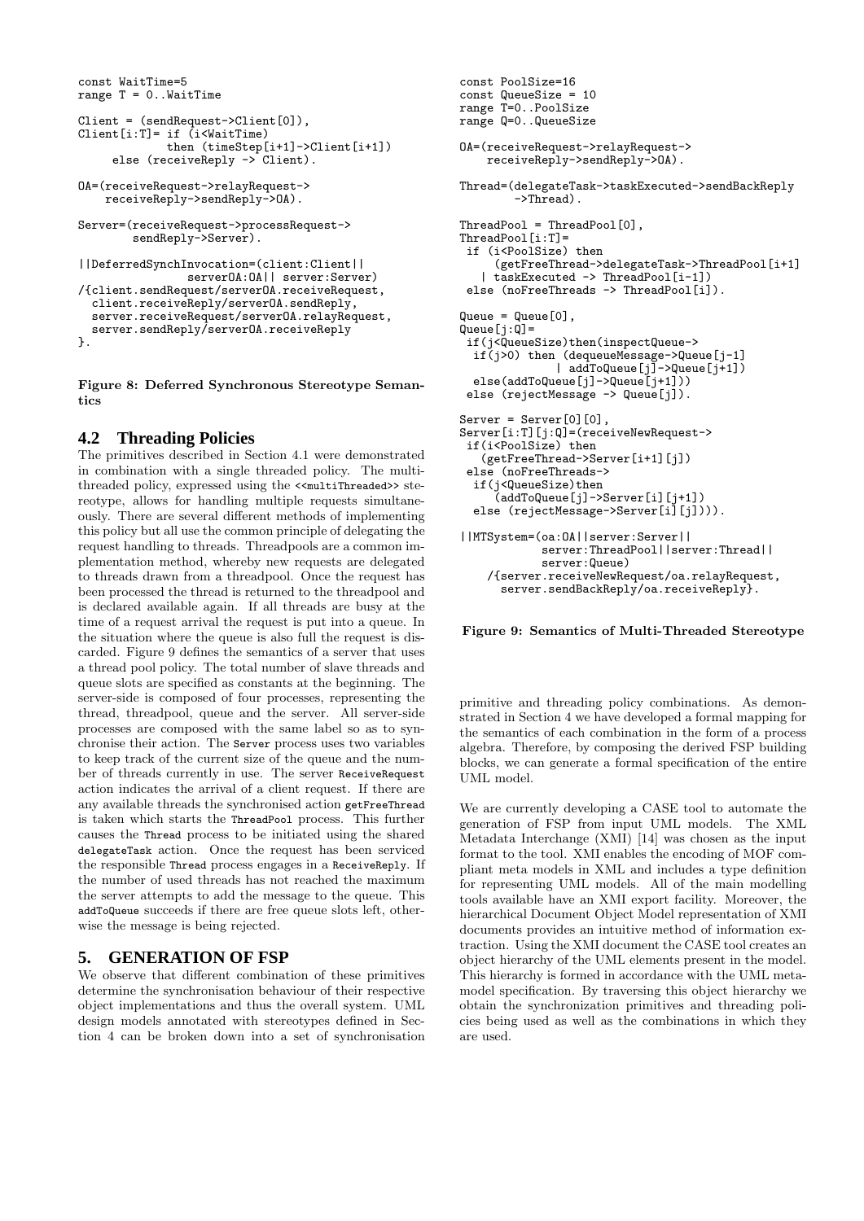```
const WaitTime=5
range T = 0..WaitTime

Client = (sendRequest->Client[0]),
Client[i:T]= if (i<WaitTime)
             then (timeStep[i+1]->Client[i+1])
      else (receiveReply -> Client).

OA=(receiveRequest->relayRequest->
    receiveReply->sendReply->OA).

Server=(receiveRequest->processRequest->
        sendReply->Server).

||DeferredSynchInvocation=(client:Client||
                serverOA:OA|| server:Server)
/{client.sendRequest/serverOA.receiveRequest,
  client.receiveReply/serverOA.sendReply,
  server.receiveRequest/serverOA.relayRequest,
  server.sendReply/serverOA.receiveReply
}.
```

**Figure 8: Deferred Synchronous Stereotype Semantics**

## 4.2 Threading Policies

The primitives described in Section 4.1 were demonstrated in combination with a single threaded policy. The multi-threaded policy, expressed using the `<<multiThreaded>>` stereotype, allows for handling multiple requests simultaneously. There are several different methods of implementing this policy but all use the common principle of delegating the request handling to threads. Threadpools are a common implementation method, whereby new requests are delegated to threads drawn from a threadpool. Once the request has been processed the thread is returned to the threadpool and is declared available again. If all threads are busy at the time of a request arrival the request is put into a queue. In the situation where the queue is also full the request is discarded. Figure 9 defines the semantics of a server that uses a thread pool policy. The total number of slave threads and queue slots are specified as constants at the beginning. The server-side is composed of four processes, representing the thread, threadpool, queue and the server. All server-side processes are composed with the same label so as to synchronise their action. The `Server` process uses two variables to keep track of the current size of the queue and the number of threads currently in use. The server `ReceiveRequest` action indicates the arrival of a client request. If there are any available threads the synchronised action `getFreeThread` is taken which starts the `ThreadPool` process. This further causes the `Thread` process to be initiated using the shared `delegateTask` action. Once the request has been serviced the responsible `Thread` process engages in a `ReceiveReply`. If the number of used threads has not reached the maximum the server attempts to add the message to the queue. This `addToQueue` succeeds if there are free queue slots left, otherwise the message is being rejected.

```
const PoolSize=16
const QueueSize = 10
range T=0..PoolSize
range Q=0..QueueSize

OA=(receiveRequest->relayRequest->
    receiveReply->sendReply->OA).

Thread=(delegateTask->taskExecuted->sendBackReply
        ->Thread).

ThreadPool = ThreadPool[0],
ThreadPool[i:T]=
 if (i<PoolSize) then
     (getFreeThread->delegateTask->ThreadPool[i+1]
   | taskExecuted -> ThreadPool[i-1])
 else (noFreeThreads -> ThreadPool[i]).

Queue = Queue[0],
Queue[j:Q]=
 if(j<QueueSize)then(inspectQueue->
  if(j>0) then (dequeueMessage->Queue[j-1]
             | addToQueue[j]->Queue[j+1])
  else(addToQueue[j]->Queue[j+1]))
 else (rejectMessage -> Queue[j]).

Server = Server[0][0],
Server[i:T][j:Q]=(receiveNewRequest->
 if(i<PoolSize) then
   (getFreeThread->Server[i+1][j])
 else (noFreeThreads->
  if(j<QueueSize)then
     (addToQueue[j]->Server[i][j+1])
  else (rejectMessage->Server[i][j]))).

||MTSystem=(oa:OA||server:Server||
            server:ThreadPool||server:Thread||
            server:Queue)
    /{server.receiveNewRequest/oa.relayRequest,
      server.sendBackReply/oa.receiveReply}.
```

**Figure 9: Semantics of Multi-Threaded Stereotype**

# 5. GENERATION OF FSP

We observe that different combination of these primitives determine the synchronisation behaviour of their respective object implementations and thus the overall system. UML design models annotated with stereotypes defined in Section 4 can be broken down into a set of synchronisation primitive and threading policy combinations. As demonstrated in Section 4 we have developed a formal mapping for the semantics of each combination in the form of a process algebra. Therefore, by composing the derived FSP building blocks, we can generate a formal specification of the entire UML model.

We are currently developing a CASE tool to automate the generation of FSP from input UML models. The XML Metadata Interchange (XMI) [14] was chosen as the input format to the tool. XMI enables the encoding of MOF compliant meta models in XML and includes a type definition for representing UML models. All of the main modelling tools available have an XMI export facility. Moreover, the hierarchical Document Object Model representation of XMI documents provides an intuitive method of information extraction. Using the XMI document the CASE tool creates an object hierarchy of the UML elements present in the model. This hierarchy is formed in accordance with the UML metamodel specification. By traversing this object hierarchy we obtain the synchronization primitives and threading policies being used as well as the combinations in which they are used.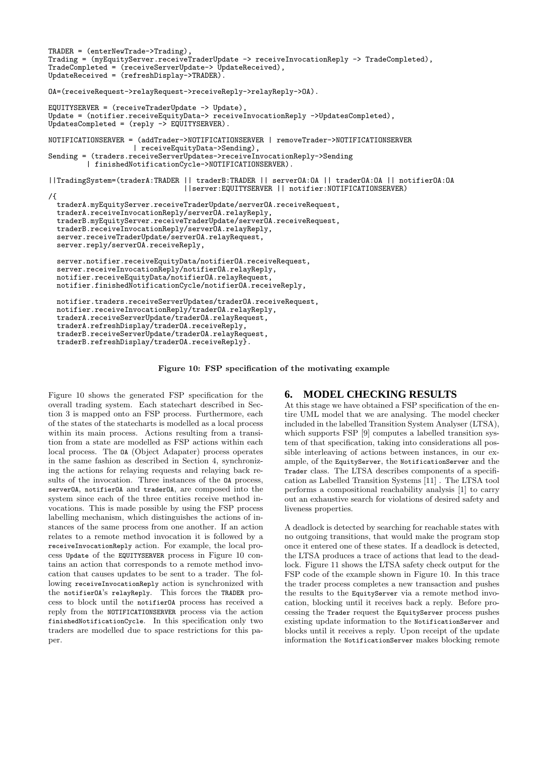```
TRADER = (enterNewTrade->Trading),
Trading = (myEquityServer.receiveTraderUpdate -> receiveInvocationReply -> TradeCompleted),
TradeCompleted = (receiveServerUpdate-> UpdateReceived),
UpdateReceived = (refreshDisplay->TRADER).

OA=(receiveRequest->relayRequest->receiveReply->relayReply->OA).

EQUITYSERVER = (receiveTraderUpdate -> Update),
Update = (notifier.receiveEquityData-> receiveInvocationReply ->UpdatesCompleted),
UpdatesCompleted = (reply -> EQUITYSERVER).

NOTIFICATIONSERVER = (addTrader->NOTIFICATIONSERVER | removeTrader->NOTIFICATIONSERVER
                    | receiveEquityData->Sending),
Sending = (traders.receiveServerUpdates->receiveInvocationReply->Sending
          | finishedNotificationCycle->NOTIFICATIONSERVER).

||TradingSystem=(traderA:TRADER || traderB:TRADER || serverOA:OA || traderOA:OA || notifierOA:OA
                                ||server:EQUITYSERVER || notifier:NOTIFICATIONSERVER)
/{
  traderA.myEquityServer.receiveTraderUpdate/serverOA.receiveRequest,
  traderA.receiveInvocationReply/serverOA.relayReply,
  traderB.myEquityServer.receiveTraderUpdate/serverOA.receiveRequest,
  traderB.receiveInvocationReply/serverOA.relayReply,
  server.receiveTraderUpdate/serverOA.relayRequest,
  server.reply/serverOA.receiveReply,

  server.notifier.receiveEquityData/notifierOA.receiveRequest,
  server.receiveInvocationReply/notifierOA.relayReply,
  notifier.receiveEquityData/notifierOA.relayRequest,
  notifier.finishedNotificationCycle/notifierOA.receiveReply,

  notifier.traders.receiveServerUpdates/traderOA.receiveRequest,
  notifier.receiveInvocationReply/traderOA.relayReply,
  traderA.receiveServerUpdate/traderOA.relayRequest,
  traderA.refreshDisplay/traderOA.receiveReply,
  traderB.receiveServerUpdate/traderOA.relayRequest,
  traderB.refreshDisplay/traderOA.receiveReply}.
```

**Figure 10: FSP specification of the motivating example**

Figure 10 shows the generated FSP specification for the overall trading system. Each statechart described in Section 3 is mapped onto an FSP process. Furthermore, each of the states of the statecharts is modelled as a local process within its main process. Actions resulting from a transition from a state are modelled as FSP actions within each local process. The `OA` (Object Adapater) process operates in the same fashion as described in Section 4, synchronizing the actions for relaying requests and relaying back results of the invocation. Three instances of the `OA` process, `serverOA`, `notifierOA` and `traderOA`, are composed into the system since each of the three entities receive method invocations. This is made possible by using the FSP process labelling mechanism, which distinguishes the actions of instances of the same process from one another. If an action relates to a remote method invocation it is followed by a `receiveInvocationReply` action. For example, the local process `Update` of the `EQUITYSERVER` process in Figure 10 contains an action that corresponds to a remote method invocation that causes updates to be sent to a trader. The following `receiveInvocationReply` action is synchronized with the `notifierOA`'s `relayReply`. This forces the `TRADER` process to block until the `notifierOA` process has received a reply from the `NOTIFICATIONSERVER` process via the action `finishedNotificationCycle`. In this specification only two traders are modelled due to space restrictions for this paper.

## 6. MODEL CHECKING RESULTS

At this stage we have obtained a FSP specification of the entire UML model that we are analysing. The model checker included in the labelled Transition System Analyser (LTSA), which supports FSP [9] computes a labelled transition system of that specification, taking into considerations all possible interleaving of actions between instances, in our example, of the `EquityServer`, the `NotificationServer` and the `Trader` class. The LTSA describes components of a specification as Labelled Transition Systems [11] . The LTSA tool performs a compositional reachability analysis [1] to carry out an exhaustive search for violations of desired safety and liveness properties.

A deadlock is detected by searching for reachable states with no outgoing transitions, that would make the program stop once it entered one of these states. If a deadlock is detected, the LTSA produces a trace of actions that lead to the deadlock. Figure 11 shows the LTSA safety check output for the FSP code of the example shown in Figure 10. In this trace the trader process completes a new transaction and pushes the results to the `EquityServer` via a remote method invocation, blocking until it receives back a reply. Before processing the `Trader` request the `EquityServer` process pushes existing update information to the `NotificationServer` and blocks until it receives a reply. Upon receipt of the update information the `NotificationServer` makes blocking remote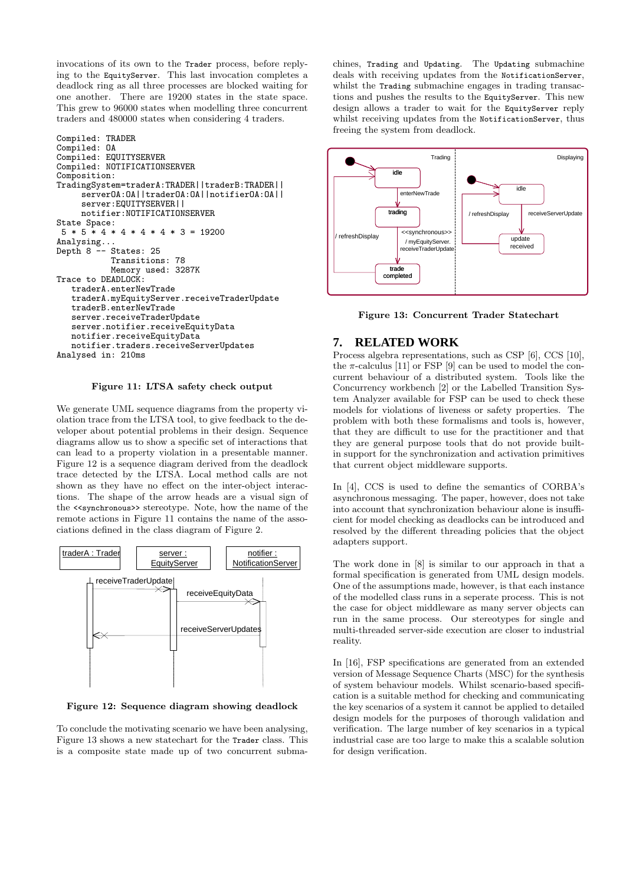invocations of its own to the `Trader` process, before replying to the `EquityServer`. This last invocation completes a deadlock ring as all three processes are blocked waiting for one another. There are 19200 states in the state space. This grew to 96000 states when modelling three concurrent traders and 480000 states when considering 4 traders.

```
Compiled: TRADER
Compiled: OA
Compiled: EQUITYSERVER
Compiled: NOTIFICATIONSERVER
Composition:
TradingSystem=traderA:TRADER||traderB:TRADER||
     serverOA:OA||traderOA:OA||notifierOA:OA||
     server:EQUITYSERVER||
     notifier:NOTIFICATIONSERVER
State Space:
 5 * 5 * 4 * 4 * 4 * 4 * 3 = 19200
Analysing...
Depth 8 -- States: 25
           Transitions: 78
           Memory used: 3287K
Trace to DEADLOCK:
   traderA.enterNewTrade
   traderA.myEquityServer.receiveTraderUpdate
   traderB.enterNewTrade
   server.receiveTraderUpdate
   server.notifier.receiveEquityData
   notifier.receiveEquityData
   notifier.traders.receiveServerUpdates
Analysed in: 210ms
```

**Figure 11: LTSA safety check output**

We generate UML sequence diagrams from the property violation trace from the LTSA tool, to give feedback to the developer about potential problems in their design. Sequence diagrams allow us to show a specific set of interactions that can lead to a property violation in a presentable manner. Figure 12 is a sequence diagram derived from the deadlock trace detected by the LTSA. Local method calls are not shown as they have no effect on the inter-object interactions. The shape of the arrow heads are a visual sign of the `<<synchronous>>` stereotype. Note, how the name of the remote actions in Figure 11 contains the name of the associations defined in the class diagram of Figure 2.

**Figure 12: Sequence diagram showing deadlock**

To conclude the motivating scenario we have been analysing, Figure 13 shows a new statechart for the `Trader` class. This is a composite state made up of two concurrent submachines, `Trading` and `Updating`. The `Updating` submachine deals with receiving updates from the `NotificationServer`, whilst the `Trading` submachine engages in trading transactions and pushes the results to the `EquityServer`. This new design allows a trader to wait for the `EquityServer` reply whilst receiving updates from the `NotificationServer`, thus freeing the system from deadlock.

**Figure 13: Concurrent Trader Statechart**

## 7. RELATED WORK

Process algebra representations, such as CSP [6], CCS [10], the $\pi$-calculus [11] or FSP [9] can be used to model the concurrent behaviour of a distributed system. Tools like the Concurrency workbench [2] or the Labelled Transition System Analyzer available for FSP can be used to check these models for violations of liveness or safety properties. The problem with both these formalisms and tools is, however, that they are difficult to use for the practitioner and that they are general purpose tools that do not provide built-in support for the synchronization and activation primitives that current object middleware supports.

In [4], CCS is used to define the semantics of CORBA's asynchronous messaging. The paper, however, does not take into account that synchronization behaviour alone is insufficient for model checking as deadlocks can be introduced and resolved by the different threading policies that the object adapters support.

The work done in [8] is similar to our approach in that a formal specification is generated from UML design models. One of the assumptions made, however, is that each instance of the modelled class runs in a seperate process. This is not the case for object middleware as many server objects can run in the same process. Our stereotypes for single and multi-threaded server-side execution are closer to industrial reality.

In [16], FSP specifications are generated from an extended version of Message Sequence Charts (MSC) for the synthesis of system behaviour models. Whilst scenario-based specification is a suitable method for checking and communicating the key scenarios of a system it cannot be applied to detailed design models for the purposes of thorough validation and verification. The large number of key scenarios in a typical industrial case are too large to make this a scalable solution for design verification.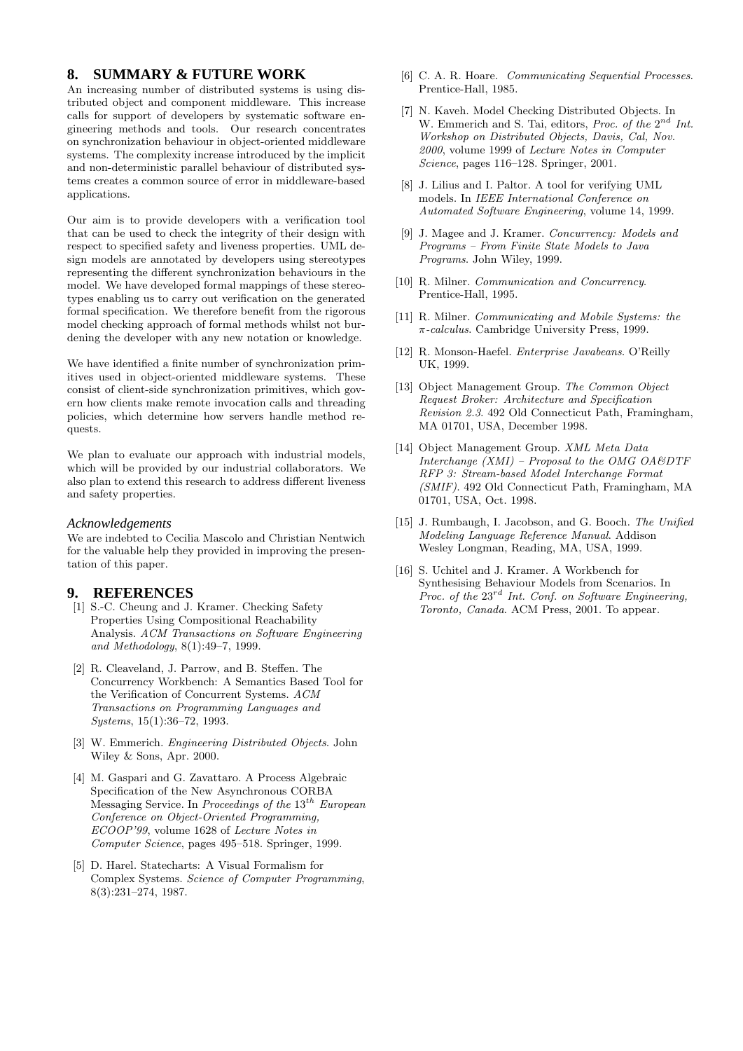## 8. SUMMARY & FUTURE WORK

An increasing number of distributed systems is using distributed object and component middleware. This increase calls for support of developers by systematic software engineering methods and tools. Our research concentrates on synchronization behaviour in object-oriented middleware systems. The complexity increase introduced by the implicit and non-deterministic parallel behaviour of distributed systems creates a common source of error in middleware-based applications.

Our aim is to provide developers with a verification tool that can be used to check the integrity of their design with respect to specified safety and liveness properties. UML design models are annotated by developers using stereotypes representing the different synchronization behaviours in the model. We have developed formal mappings of these stereotypes enabling us to carry out verification on the generated formal specification. We therefore benefit from the rigorous model checking approach of formal methods whilst not burdening the developer with any new notation or knowledge.

We have identified a finite number of synchronization primitives used in object-oriented middleware systems. These consist of client-side synchronization primitives, which govern how clients make remote invocation calls and threading policies, which determine how servers handle method requests.

We plan to evaluate our approach with industrial models, which will be provided by our industrial collaborators. We also plan to extend this research to address different liveness and safety properties.

### *Acknowledgements*

We are indebted to Cecilia Mascolo and Christian Nentwich for the valuable help they provided in improving the presentation of this paper.

## 9. REFERENCES

[1] S.-C. Cheung and J. Kramer. Checking Safety Properties Using Compositional Reachability Analysis. *ACM Transactions on Software Engineering and Methodology*, 8(1):49–7, 1999.

[2] R. Cleaveland, J. Parrow, and B. Steffen. The Concurrency Workbench: A Semantics Based Tool for the Verification of Concurrent Systems. *ACM Transactions on Programming Languages and Systems*, 15(1):36–72, 1993.

[3] W. Emmerich. *Engineering Distributed Objects*. John Wiley & Sons, Apr. 2000.

[4] M. Gaspari and G. Zavattaro. A Process Algebraic Specification of the New Asynchronous CORBA Messaging Service. In *Proceedings of the* $13^{th}$ *European Conference on Object-Oriented Programming, ECOOP'99*, volume 1628 of *Lecture Notes in Computer Science*, pages 495–518. Springer, 1999.

[5] D. Harel. Statecharts: A Visual Formalism for Complex Systems. *Science of Computer Programming*, 8(3):231–274, 1987.

[6] C. A. R. Hoare. *Communicating Sequential Processes*. Prentice-Hall, 1985.

[7] N. Kaveh. Model Checking Distributed Objects. In W. Emmerich and S. Tai, editors, *Proc. of the* $2^{nd}$ *Int. Workshop on Distributed Objects, Davis, Cal, Nov. 2000*, volume 1999 of *Lecture Notes in Computer Science*, pages 116–128. Springer, 2001.

[8] J. Lilius and I. Paltor. A tool for verifying UML models. In *IEEE International Conference on Automated Software Engineering*, volume 14, 1999.

[9] J. Magee and J. Kramer. *Concurrency: Models and Programs – From Finite State Models to Java Programs*. John Wiley, 1999.

[10] R. Milner. *Communication and Concurrency*. Prentice-Hall, 1995.

[11] R. Milner. *Communicating and Mobile Systems: the* $\pi$*-calculus*. Cambridge University Press, 1999.

[12] R. Monson-Haefel. *Enterprise Javabeans*. O'Reilly UK, 1999.

[13] Object Management Group. *The Common Object Request Broker: Architecture and Specification Revision 2.3*. 492 Old Connecticut Path, Framingham, MA 01701, USA, December 1998.

[14] Object Management Group. *XML Meta Data Interchange (XMI) – Proposal to the OMG OA&DTF RFP 3: Stream-based Model Interchange Format (SMIF)*. 492 Old Connecticut Path, Framingham, MA 01701, USA, Oct. 1998.

[15] J. Rumbaugh, I. Jacobson, and G. Booch. *The Unified Modeling Language Reference Manual*. Addison Wesley Longman, Reading, MA, USA, 1999.

[16] S. Uchitel and J. Kramer. A Workbench for Synthesising Behaviour Models from Scenarios. In *Proc. of the* $23^{rd}$ *Int. Conf. on Software Engineering, Toronto, Canada*. ACM Press, 2001. To appear.